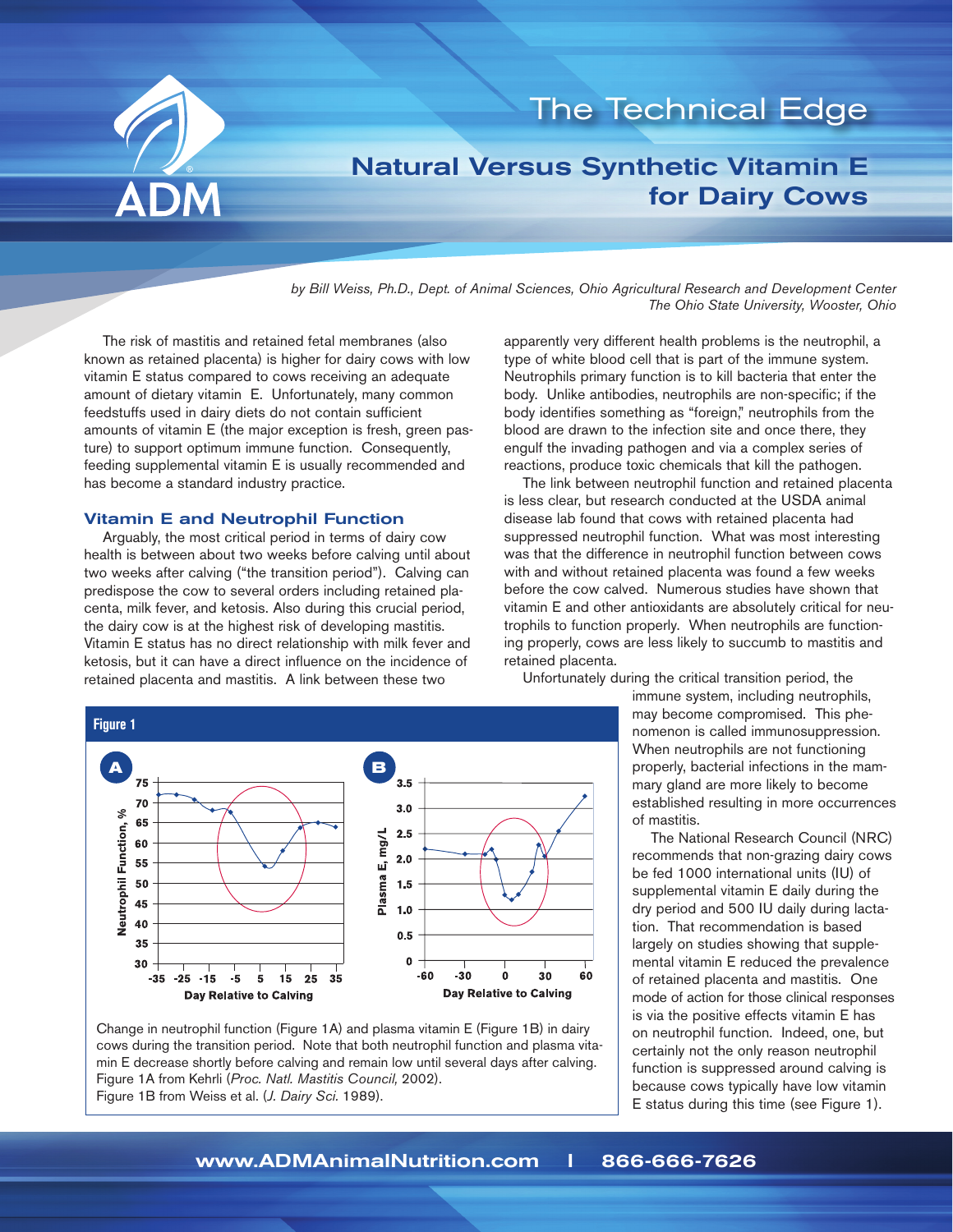# The Technical Edge

## Natural Versus Synthetic Vitamin E for Dairy Cows

*by Bill Weiss, Ph.D., Dept. of Animal Sciences, Ohio Agricultural Research and Development Center The Ohio State University, Wooster, Ohio*

The risk of mastitis and retained fetal membranes (also known as retained placenta) is higher for dairy cows with low vitamin E status compared to cows receiving an adequate amount of dietary vitamin E. Unfortunately, many common feedstuffs used in dairy diets do not contain sufficient amounts of vitamin E (the major exception is fresh, green pasture) to support optimum immune function. Consequently, feeding supplemental vitamin E is usually recommended and has become a standard industry practice.

### Vitamin E and Neutrophil Function

Arguably, the most critical period in terms of dairy cow health is between about two weeks before calving until about two weeks after calving ("the transition period"). Calving can predispose the cow to several orders including retained placenta, milk fever, and ketosis. Also during this crucial period, the dairy cow is at the highest risk of developing mastitis. Vitamin E status has no direct relationship with milk fever and ketosis, but it can have a direct influence on the incidence of retained placenta and mastitis. A link between these two apparently very different health problems is the neutrophil, a type of white blood cell that is part of the immune system. Neutrophils primary function is to kill bacteria that enter the body. Unlike antibodies, neutrophils are non-specific; if the body identifies something as "foreign," neutrophils from the blood are drawn to the infection site and once there, they engulf the invading pathogen and via a complex series of reactions, produce toxic chemicals that kill the pathogen.

The link between neutrophil function and retained placenta is less clear, but research conducted at the USDA animal disease lab found that cows with retained placenta had suppressed neutrophil function. What was most interesting was that the difference in neutrophil function between cows with and without retained placenta was found a few weeks before the cow calved. Numerous studies have shown that vitamin E and other antioxidants are absolutely critical for neutrophils to function properly. When neutrophils are functioning properly, cows are less likely to succumb to mastitis and retained placenta.

Unfortunately during the critical transition period, the immune system, including neutrophils, may become compromised. This phenomenon is called immunosuppression. When neutrophils are not functioning properly, bacterial infections in the mammary gland are more likely to become established resulting in more occurrences of mastitis.

The National Research Council (NRC) recommends that non-grazing dairy cows be fed 1000 international units (IU) of supplemental vitamin E daily during the dry period and 500 IU daily during lactation. That recommendation is based largely on studies showing that supplemental vitamin E reduced the prevalence of retained placenta and mastitis. One mode of action for those clinical responses is via the positive effects vitamin E has on neutrophil function. Indeed, one, but certainly not the only reason neutrophil function is suppressed around calving is because cows typically have low vitamin E status during this time (see Figure 1).

**Figure 1**

Change in neutrophil function (Figure 1A) and plasma vitamin E (Figure 1B) in dairy cows during the transition period. Note that both neutrophil function and plasma vitamin E decrease shortly before calving and remain low until several days after calving. Figure 1A from Kehrli (*Proc. Natl. Mastitis Council,* 2002). Figure 1B from Weiss et al. (*J. Dairy Sci.* 1989).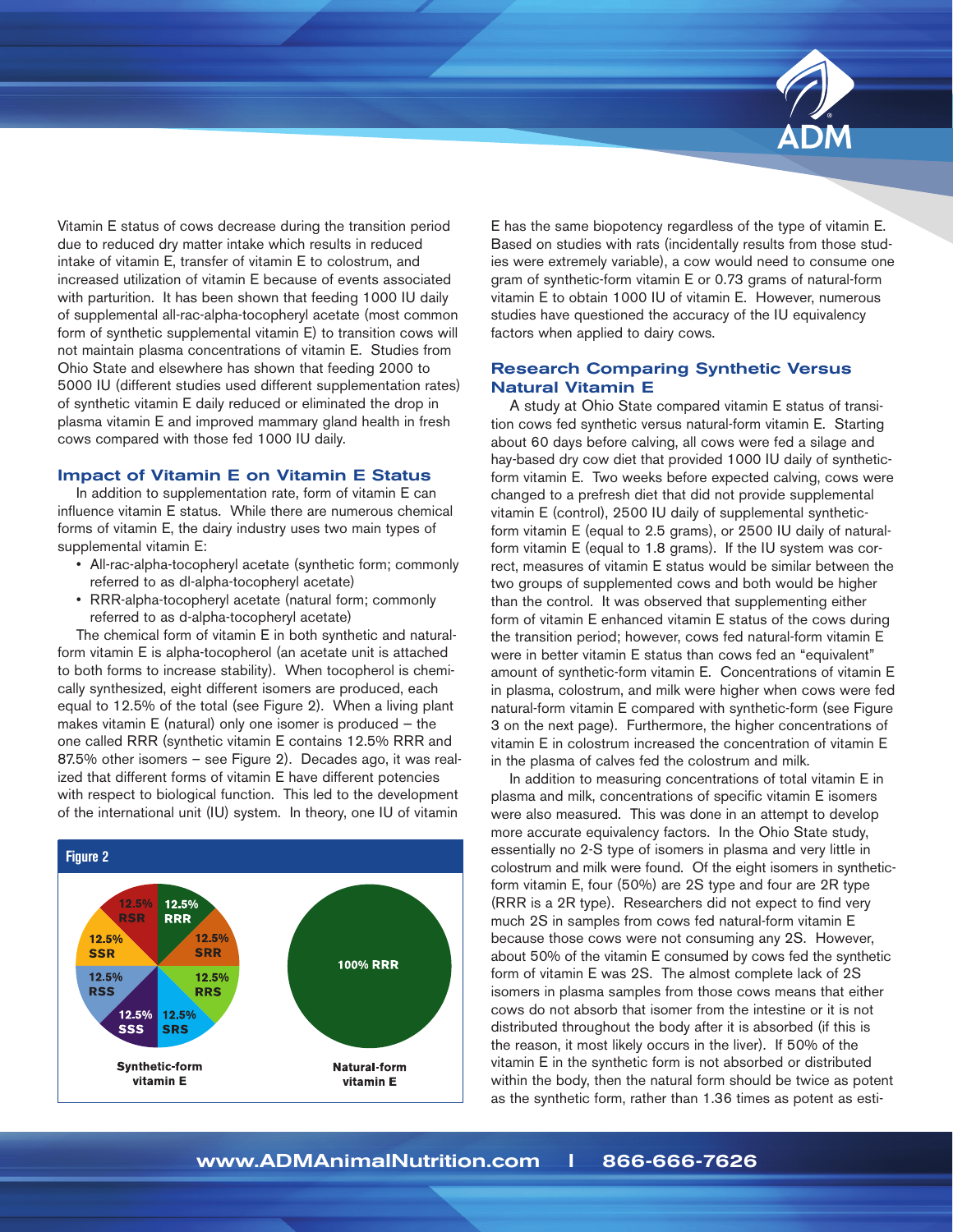Vitamin E status of cows decrease during the transition period due to reduced dry matter intake which results in reduced intake of vitamin E, transfer of vitamin E to colostrum, and increased utilization of vitamin E because of events associated with parturition. It has been shown that feeding 1000 IU daily of supplemental all-rac-alpha-tocopheryl acetate (most common form of synthetic supplemental vitamin E) to transition cows will not maintain plasma concentrations of vitamin E. Studies from Ohio State and elsewhere has shown that feeding 2000 to 5000 IU (different studies used different supplementation rates) of synthetic vitamin E daily reduced or eliminated the drop in plasma vitamin E and improved mammary gland health in fresh cows compared with those fed 1000 IU daily.

## Impact of Vitamin E on Vitamin E Status

In addition to supplementation rate, form of vitamin E can influence vitamin E status. While there are numerous chemical forms of vitamin E, the dairy industry uses two main types of supplemental vitamin E:

- All-rac-alpha-tocopheryl acetate (synthetic form; commonly referred to as dl-alpha-tocopheryl acetate)
- RRR-alpha-tocopheryl acetate (natural form; commonly referred to as d-alpha-tocopheryl acetate)

The chemical form of vitamin E in both synthetic and natural-form vitamin E is alpha-tocopherol (an acetate unit is attached to both forms to increase stability). When tocopherol is chemically synthesized, eight different isomers are produced, each equal to 12.5% of the total (see Figure 2). When a living plant makes vitamin E (natural) only one isomer is produced – the one called RRR (synthetic vitamin E contains 12.5% RRR and 87.5% other isomers – see Figure 2). Decades ago, it was realized that different forms of vitamin E have different potencies with respect to biological function. This led to the development of the international unit (IU) system. In theory, one IU of vitamin E has the same biopotency regardless of the type of vitamin E. Based on studies with rats (incidentally results from those studies were extremely variable), a cow would need to consume one gram of synthetic-form vitamin E or 0.73 grams of natural-form vitamin E to obtain 1000 IU of vitamin E. However, numerous studies have questioned the accuracy of the IU equivalency factors when applied to dairy cows.

**Figure 2**

| Synthetic-form vitamin E | Natural-form vitamin E |
|---|---|
| 12.5% RRR, 12.5% SRR, 12.5% RRS, 12.5% SRS, 12.5% SSS, 12.5% RSS, 12.5% SSR, 12.5% RSR | 100% RRR |

## Research Comparing Synthetic Versus Natural Vitamin E

A study at Ohio State compared vitamin E status of transition cows fed synthetic versus natural-form vitamin E. Starting about 60 days before calving, all cows were fed a silage and hay-based dry cow diet that provided 1000 IU daily of synthetic-form vitamin E. Two weeks before expected calving, cows were changed to a prefresh diet that did not provide supplemental vitamin E (control), 2500 IU daily of supplemental synthetic-form vitamin E (equal to 2.5 grams), or 2500 IU daily of natural-form vitamin E (equal to 1.8 grams). If the IU system was correct, measures of vitamin E status would be similar between the two groups of supplemented cows and both would be higher than the control. It was observed that supplementing either form of vitamin E enhanced vitamin E status of the cows during the transition period; however, cows fed natural-form vitamin E were in better vitamin E status than cows fed an "equivalent" amount of synthetic-form vitamin E. Concentrations of vitamin E in plasma, colostrum, and milk were higher when cows were fed natural-form vitamin E compared with synthetic-form (see Figure 3 on the next page). Furthermore, the higher concentrations of vitamin E in colostrum increased the concentration of vitamin E in the plasma of calves fed the colostrum and milk.

In addition to measuring concentrations of total vitamin E in plasma and milk, concentrations of specific vitamin E isomers were also measured. This was done in an attempt to develop more accurate equivalency factors. In the Ohio State study, essentially no 2-S type of isomers in plasma and very little in colostrum and milk were found. Of the eight isomers in synthetic-form vitamin E, four (50%) are 2S type and four are 2R type (RRR is a 2R type). Researchers did not expect to find very much 2S in samples from cows fed natural-form vitamin E because those cows were not consuming any 2S. However, about 50% of the vitamin E consumed by cows fed the synthetic form of vitamin E was 2S. The almost complete lack of 2S isomers in plasma samples from those cows means that either cows do not absorb that isomer from the intestine or it is not distributed throughout the body after it is absorbed (if this is the reason, it most likely occurs in the liver). If 50% of the vitamin E in the synthetic form is not absorbed or distributed within the body, then the natural form should be twice as potent as the synthetic form, rather than 1.36 times as potent as esti-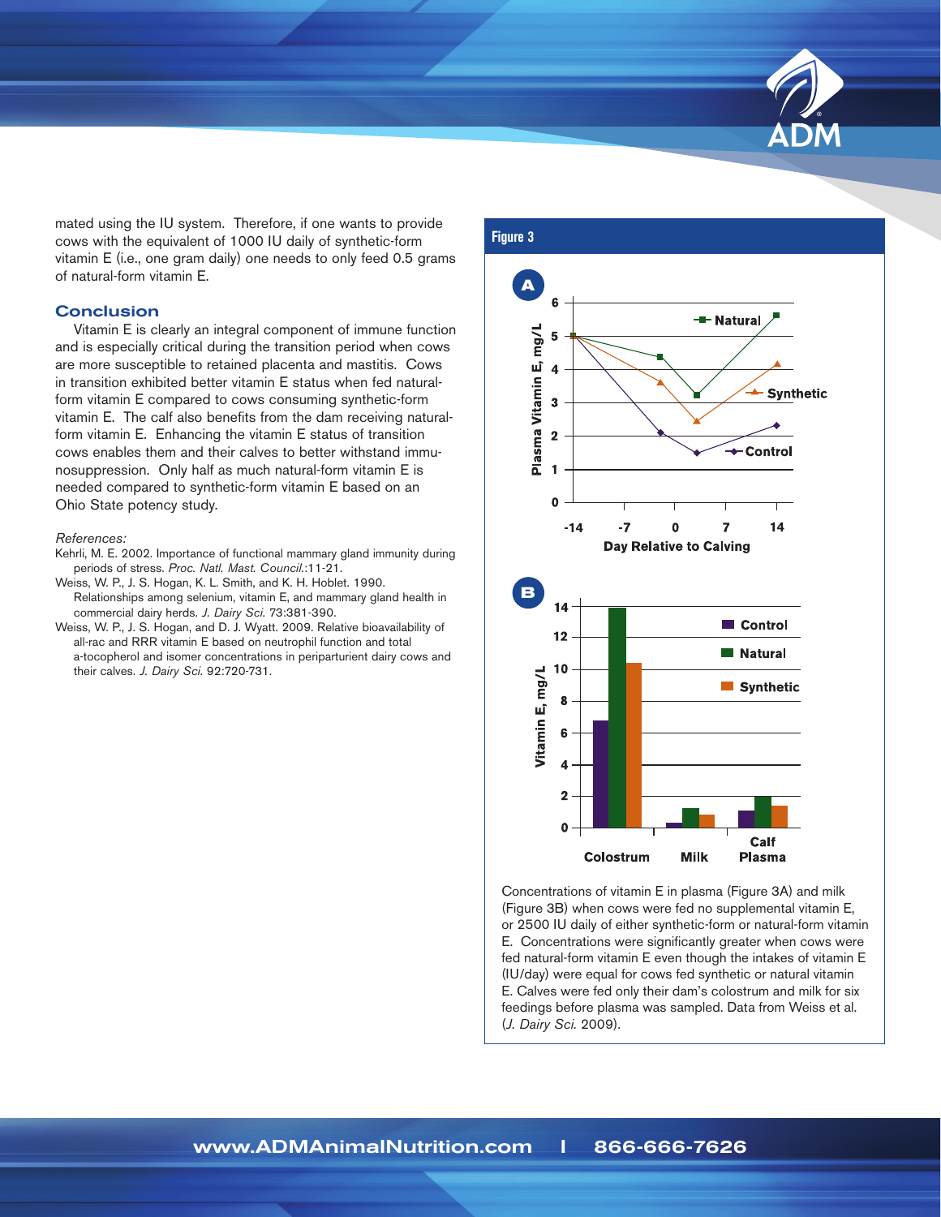mated using the IU system. Therefore, if one wants to provide cows with the equivalent of 1000 IU daily of synthetic-form vitamin E (i.e., one gram daily) one needs to only feed 0.5 grams of natural-form vitamin E.

## Conclusion

Vitamin E is clearly an integral component of immune function and is especially critical during the transition period when cows are more susceptible to retained placenta and mastitis. Cows in transition exhibited better vitamin E status when fed natural-form vitamin E compared to cows consuming synthetic-form vitamin E. The calf also benefits from the dam receiving natural-form vitamin E. Enhancing the vitamin E status of transition cows enables them and their calves to better withstand immunosuppression. Only half as much natural-form vitamin E is needed compared to synthetic-form vitamin E based on an Ohio State potency study.

*References:*

- Kehrli, M. E. 2002. Importance of functional mammary gland immunity during periods of stress. *Proc. Natl. Mast. Council.*:11-21.
- Weiss, W. P., J. S. Hogan, K. L. Smith, and K. H. Hoblet. 1990. Relationships among selenium, vitamin E, and mammary gland health in commercial dairy herds. *J. Dairy Sci.* 73:381-390.
- Weiss, W. P., J. S. Hogan, and D. J. Wyatt. 2009. Relative bioavailability of all-rac and RRR vitamin E based on neutrophil function and total a-tocopherol and isomer concentrations in periparturient dairy cows and their calves. *J. Dairy Sci.* 92:720-731.

**Figure 3**

Concentrations of vitamin E in plasma (Figure 3A) and milk (Figure 3B) when cows were fed no supplemental vitamin E, or 2500 IU daily of either synthetic-form or natural-form vitamin E. Concentrations were significantly greater when cows were fed natural-form vitamin E even though the intakes of vitamin E (IU/day) were equal for cows fed synthetic or natural vitamin E. Calves were fed only their dam's colostrum and milk for six feedings before plasma was sampled. Data from Weiss et al. (*J. Dairy Sci.* 2009).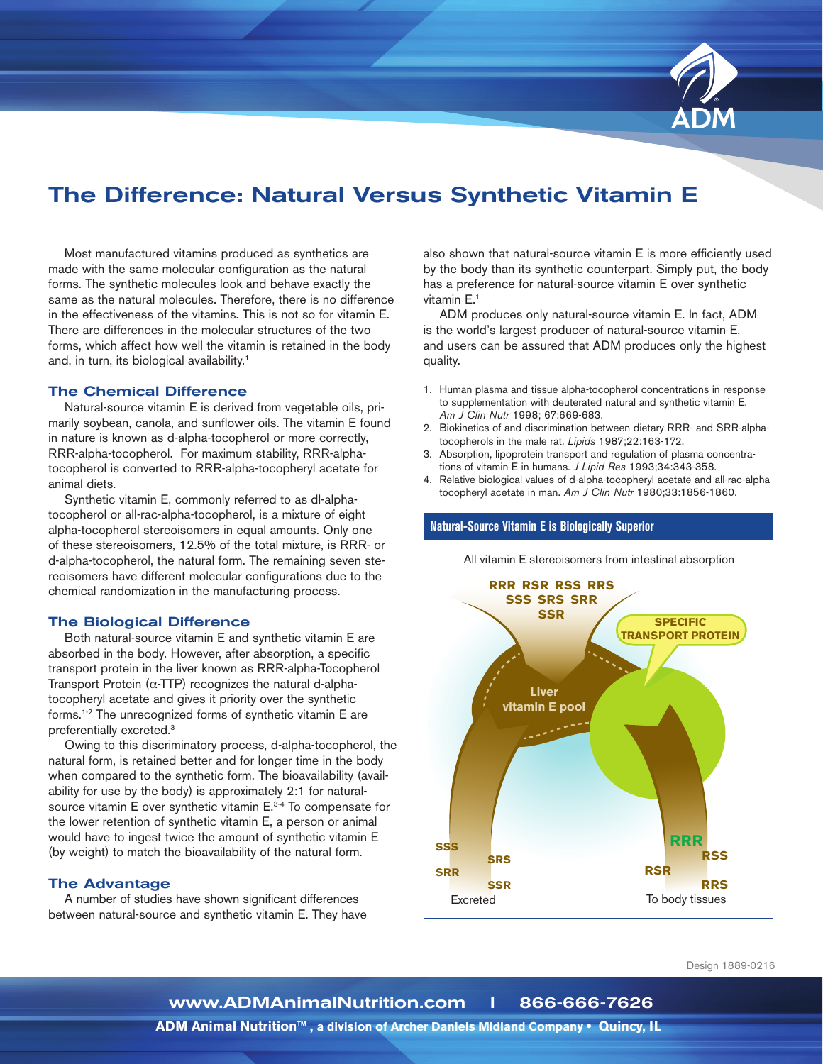# The Difference: Natural Versus Synthetic Vitamin E

Most manufactured vitamins produced as synthetics are made with the same molecular configuration as the natural forms. The synthetic molecules look and behave exactly the same as the natural molecules. Therefore, there is no difference in the effectiveness of the vitamins. This is not so for vitamin E. There are differences in the molecular structures of the two forms, which affect how well the vitamin is retained in the body and, in turn, its biological availability.[1]

## The Chemical Difference

Natural-source vitamin E is derived from vegetable oils, primarily soybean, canola, and sunflower oils. The vitamin E found in nature is known as d-alpha-tocopherol or more correctly, RRR-alpha-tocopherol. For maximum stability, RRR-alpha-tocopherol is converted to RRR-alpha-tocopheryl acetate for animal diets.

Synthetic vitamin E, commonly referred to as dl-alpha-tocopherol or all-rac-alpha-tocopherol, is a mixture of eight alpha-tocopherol stereoisomers in equal amounts. Only one of these stereoisomers, 12.5% of the total mixture, is RRR- or d-alpha-tocopherol, the natural form. The remaining seven stereoisomers have different molecular configurations due to the chemical randomization in the manufacturing process.

## The Biological Difference

Both natural-source vitamin E and synthetic vitamin E are absorbed in the body. However, after absorption, a specific transport protein in the liver known as RRR-alpha-Tocopherol Transport Protein ($\alpha$-TTP) recognizes the natural d-alpha-tocopheryl acetate and gives it priority over the synthetic forms.[1-2] The unrecognized forms of synthetic vitamin E are preferentially excreted.[3]

Owing to this discriminatory process, d-alpha-tocopherol, the natural form, is retained better and for longer time in the body when compared to the synthetic form. The bioavailability (availability for use by the body) is approximately 2:1 for natural-source vitamin E over synthetic vitamin E.[3-4] To compensate for the lower retention of synthetic vitamin E, a person or animal would have to ingest twice the amount of synthetic vitamin E (by weight) to match the bioavailability of the natural form.

## The Advantage

A number of studies have shown significant differences between natural-source and synthetic vitamin E. They have also shown that natural-source vitamin E is more efficiently used by the body than its synthetic counterpart. Simply put, the body has a preference for natural-source vitamin E over synthetic vitamin E.[1]

ADM produces only natural-source vitamin E. In fact, ADM is the world's largest producer of natural-source vitamin E, and users can be assured that ADM produces only the highest quality.

1. Human plasma and tissue alpha-tocopherol concentrations in response to supplementation with deuterated natural and synthetic vitamin E. *Am J Clin Nutr* 1998; 67:669-683.
2. Biokinetics of and discrimination between dietary RRR- and SRR-alpha-tocopherols in the male rat. *Lipids* 1987;22:163-172.
3. Absorption, lipoprotein transport and regulation of plasma concentrations of vitamin E in humans. *J Lipid Res* 1993;34:343-358.
4. Relative biological values of d-alpha-tocopheryl acetate and all-rac-alpha tocopheryl acetate in man. *Am J Clin Nutr* 1980;33:1856-1860.

**Natural-Source Vitamin E is Biologically Superior**

All vitamin E stereoisomers from intestinal absorption

RRR RSR RSS RRS
SSS SRS SRR
SSR

SPECIFIC TRANSPORT PROTEIN

Liver vitamin E pool

SSS SRS SRR SSR
Excreted

RRR RSS RSR RRS
To body tissues

Design 1889-0216

www.ADMAnimalNutrition.com | 866-666-7626

ADM Animal Nutrition™, a division of Archer Daniels Midland Company • Quincy, IL